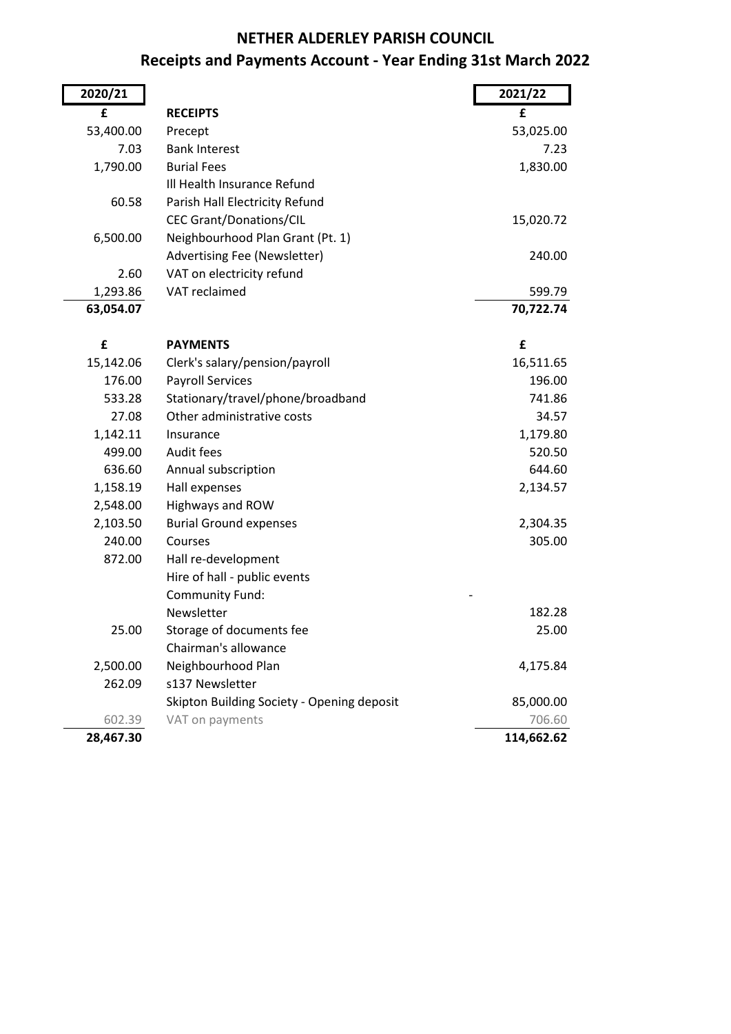# NETHER ALDERLEY PARISH COUNCIL

## Receipts and Payments Account - Year Ending 31st March 2022

| 2020/21 | | 2021/22 |
|---|---|---|
| £ | **RECEIPTS** | £ |
| 53,400.00 | Precept | 53,025.00 |
| 7.03 | Bank Interest | 7.23 |
| 1,790.00 | Burial Fees | 1,830.00 |
| | Ill Health Insurance Refund | |
| 60.58 | Parish Hall Electricity Refund | |
| | CEC Grant/Donations/CIL | 15,020.72 |
| 6,500.00 | Neighbourhood Plan Grant (Pt. 1) | |
| | Advertising Fee (Newsletter) | 240.00 |
| 2.60 | VAT on electricity refund | |
| 1,293.86 | VAT reclaimed | 599.79 |
| **63,054.07** | | **70,722.74** |
| | | |
| £ | **PAYMENTS** | £ |
| 15,142.06 | Clerk's salary/pension/payroll | 16,511.65 |
| 176.00 | Payroll Services | 196.00 |
| 533.28 | Stationary/travel/phone/broadband | 741.86 |
| 27.08 | Other administrative costs | 34.57 |
| 1,142.11 | Insurance | 1,179.80 |
| 499.00 | Audit fees | 520.50 |
| 636.60 | Annual subscription | 644.60 |
| 1,158.19 | Hall expenses | 2,134.57 |
| 2,548.00 | Highways and ROW | |
| 2,103.50 | Burial Ground expenses | 2,304.35 |
| 240.00 | Courses | 305.00 |
| 872.00 | Hall re-development | |
| | Hire of hall - public events | |
| | Community Fund: | - |
| | Newsletter | 182.28 |
| 25.00 | Storage of documents fee | 25.00 |
| | Chairman's allowance | |
| 2,500.00 | Neighbourhood Plan | 4,175.84 |
| 262.09 | s137 Newsletter | |
| | Skipton Building Society - Opening deposit | 85,000.00 |
| 602.39 | VAT on payments | 706.60 |
| **28,467.30** | | **114,662.62** |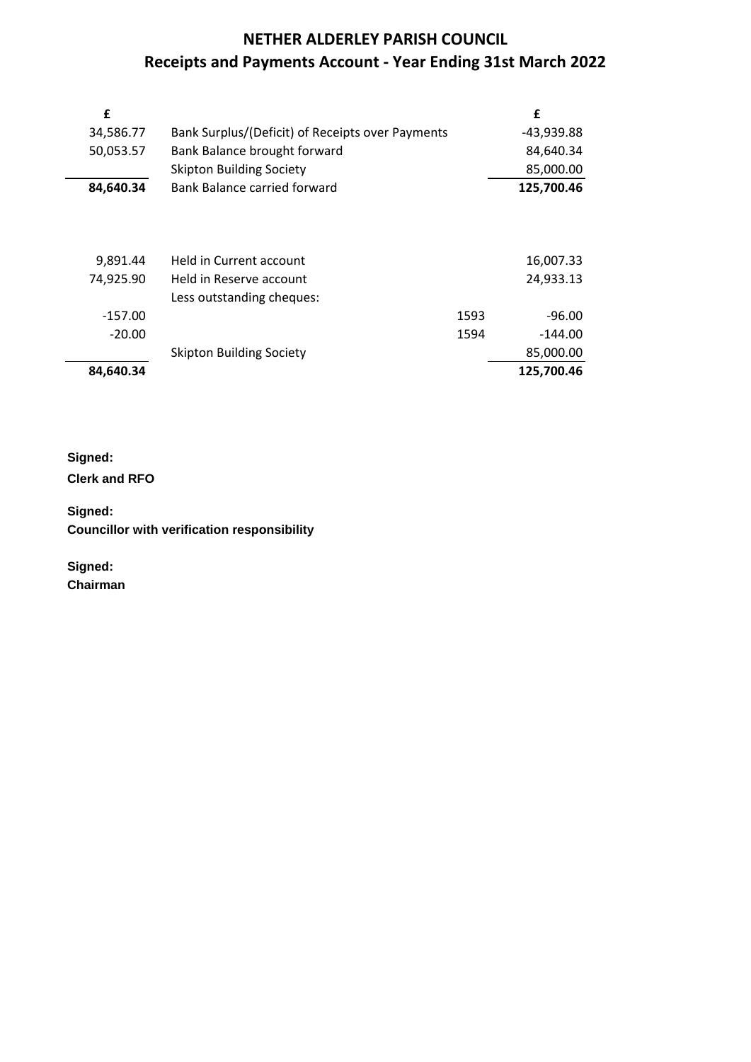# NETHER ALDERLEY PARISH COUNCIL

## Receipts and Payments Account - Year Ending 31st March 2022

| £ | | | £ |
|---|---|---|---|
| 34,586.77 | Bank Surplus/(Deficit) of Receipts over Payments | | -43,939.88 |
| 50,053.57 | Bank Balance brought forward | | 84,640.34 |
| | Skipton Building Society | | 85,000.00 |
| **84,640.34** | Bank Balance carried forward | | **125,700.46** |

| | | | |
|---|---|---|---|
| 9,891.44 | Held in Current account | | 16,007.33 |
| 74,925.90 | Held in Reserve account | | 24,933.13 |
| | Less outstanding cheques: | | |
| -157.00 | | 1593 | -96.00 |
| -20.00 | | 1594 | -144.00 |
| | Skipton Building Society | | 85,000.00 |
| **84,640.34** | | | **125,700.46** |

**Signed:**
**Clerk and RFO**

**Signed:**
**Councillor with verification responsibility**

**Signed:**
**Chairman**